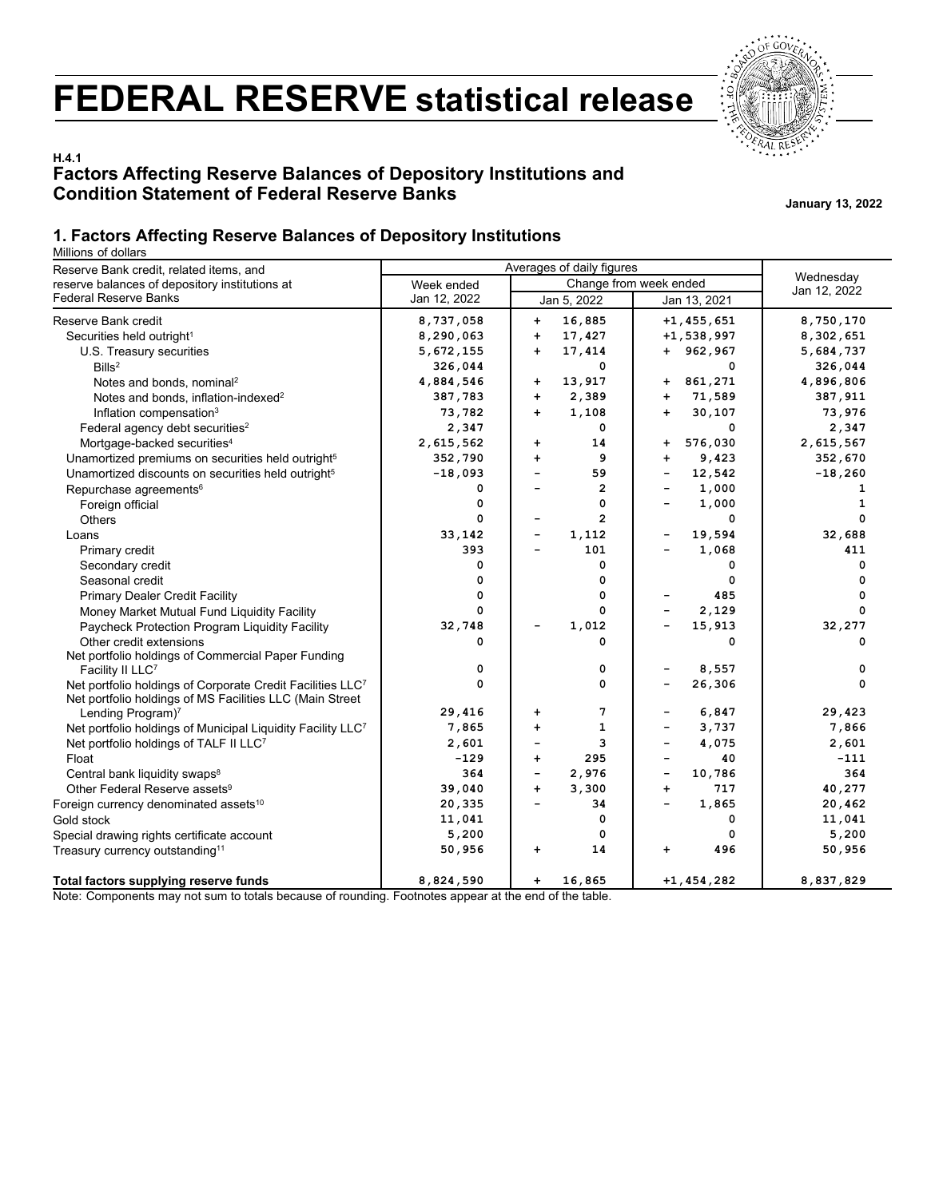# FEDERAL RESERVE statistical release

**H.4.1**

## Factors Affecting Reserve Balances of Depository Institutions and Condition Statement of Federal Reserve Banks

**January 13, 2022**

### 1. Factors Affecting Reserve Balances of Depository Institutions

Millions of dollars

| Reserve Bank credit, related items, and reserve balances of depository institutions at Federal Reserve Banks | Averages of daily figures | | | Wednesday Jan 12, 2022 |
|---|---|---|---|---|
| | Week ended Jan 12, 2022 | Change from week ended | | |
| | | Jan 5, 2022 | Jan 13, 2021 | |
| Reserve Bank credit | 8,737,058 | + 16,885 | +1,455,651 | 8,750,170 |
| Securities held outright[1] | 8,290,063 | + 17,427 | +1,538,997 | 8,302,651 |
| U.S. Treasury securities | 5,672,155 | + 17,414 | + 962,967 | 5,684,737 |
| Bills[2] | 326,044 | 0 | 0 | 326,044 |
| Notes and bonds, nominal[2] | 4,884,546 | + 13,917 | + 861,271 | 4,896,806 |
| Notes and bonds, inflation-indexed[2] | 387,783 | + 2,389 | + 71,589 | 387,911 |
| Inflation compensation[3] | 73,782 | + 1,108 | + 30,107 | 73,976 |
| Federal agency debt securities[2] | 2,347 | 0 | 0 | 2,347 |
| Mortgage-backed securities[4] | 2,615,562 | + 14 | + 576,030 | 2,615,567 |
| Unamortized premiums on securities held outright[5] | 352,790 | + 9 | + 9,423 | 352,670 |
| Unamortized discounts on securities held outright[5] | -18,093 | − 59 | − 12,542 | -18,260 |
| Repurchase agreements[6] | 0 | − 2 | − 1,000 | 1 |
| Foreign official | 0 | 0 | − 1,000 | 1 |
| Others | 0 | − 2 | 0 | 0 |
| Loans | 33,142 | − 1,112 | − 19,594 | 32,688 |
| Primary credit | 393 | − 101 | − 1,068 | 411 |
| Secondary credit | 0 | 0 | 0 | 0 |
| Seasonal credit | 0 | 0 | 0 | 0 |
| Primary Dealer Credit Facility | 0 | 0 | − 485 | 0 |
| Money Market Mutual Fund Liquidity Facility | 0 | 0 | − 2,129 | 0 |
| Paycheck Protection Program Liquidity Facility | 32,748 | − 1,012 | − 15,913 | 32,277 |
| Other credit extensions | 0 | 0 | 0 | 0 |
| Net portfolio holdings of Commercial Paper Funding Facility II LLC[7] | 0 | 0 | − 8,557 | 0 |
| Net portfolio holdings of Corporate Credit Facilities LLC[7] | 0 | 0 | − 26,306 | 0 |
| Net portfolio holdings of MS Facilities LLC (Main Street Lending Program)[7] | 29,416 | + 7 | − 6,847 | 29,423 |
| Net portfolio holdings of Municipal Liquidity Facility LLC[7] | 7,865 | + 1 | − 3,737 | 7,866 |
| Net portfolio holdings of TALF II LLC[7] | 2,601 | − 3 | − 4,075 | 2,601 |
| Float | -129 | + 295 | − 40 | -111 |
| Central bank liquidity swaps[8] | 364 | − 2,976 | − 10,786 | 364 |
| Other Federal Reserve assets[9] | 39,040 | + 3,300 | + 717 | 40,277 |
| Foreign currency denominated assets[10] | 20,335 | − 34 | − 1,865 | 20,462 |
| Gold stock | 11,041 | 0 | 0 | 11,041 |
| Special drawing rights certificate account | 5,200 | 0 | 0 | 5,200 |
| Treasury currency outstanding[11] | 50,956 | + 14 | + 496 | 50,956 |
| **Total factors supplying reserve funds** | 8,824,590 | + 16,865 | +1,454,282 | 8,837,829 |

Note: Components may not sum to totals because of rounding. Footnotes appear at the end of the table.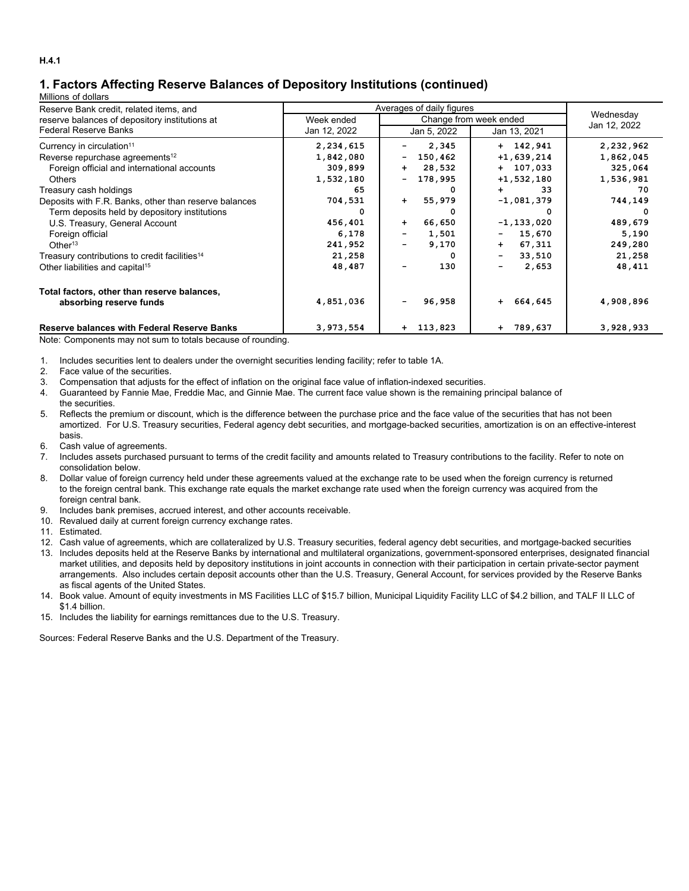H.4.1

## 1. Factors Affecting Reserve Balances of Depository Institutions (continued)

Millions of dollars

| Reserve Bank credit, related items, and reserve balances of depository institutions at Federal Reserve Banks | Averages of daily figures | | | Wednesday Jan 12, 2022 |
|---|---|---|---|---|
| | Week ended Jan 12, 2022 | Change from week ended | | |
| | | Jan 5, 2022 | Jan 13, 2021 | |
| Currency in circulation[11] | 2,234,615 | - 2,345 | + 142,941 | 2,232,962 |
| Reverse repurchase agreements[12] | 1,842,080 | - 150,462 | +1,639,214 | 1,862,045 |
| Foreign official and international accounts | 309,899 | + 28,532 | + 107,033 | 325,064 |
| Others | 1,532,180 | - 178,995 | +1,532,180 | 1,536,981 |
| Treasury cash holdings | 65 | 0 | + 33 | 70 |
| Deposits with F.R. Banks, other than reserve balances | 704,531 | + 55,979 | -1,081,379 | 744,149 |
| Term deposits held by depository institutions | 0 | 0 | 0 | 0 |
| U.S. Treasury, General Account | 456,401 | + 66,650 | -1,133,020 | 489,679 |
| Foreign official | 6,178 | - 1,501 | - 15,670 | 5,190 |
| Other[13] | 241,952 | - 9,170 | + 67,311 | 249,280 |
| Treasury contributions to credit facilities[14] | 21,258 | 0 | - 33,510 | 21,258 |
| Other liabilities and capital[15] | 48,487 | - 130 | - 2,653 | 48,411 |
| **Total factors, other than reserve balances, absorbing reserve funds** | 4,851,036 | - 96,958 | + 664,645 | 4,908,896 |
| **Reserve balances with Federal Reserve Banks** | 3,973,554 | + 113,823 | + 789,637 | 3,928,933 |

Note: Components may not sum to totals because of rounding.

1. Includes securities lent to dealers under the overnight securities lending facility; refer to table 1A.
2. Face value of the securities.
3. Compensation that adjusts for the effect of inflation on the original face value of inflation-indexed securities.
4. Guaranteed by Fannie Mae, Freddie Mac, and Ginnie Mae. The current face value shown is the remaining principal balance of the securities.
5. Reflects the premium or discount, which is the difference between the purchase price and the face value of the securities that has not been amortized. For U.S. Treasury securities, Federal agency debt securities, and mortgage-backed securities, amortization is on an effective-interest basis.
6. Cash value of agreements.
7. Includes assets purchased pursuant to terms of the credit facility and amounts related to Treasury contributions to the facility. Refer to note on consolidation below.
8. Dollar value of foreign currency held under these agreements valued at the exchange rate to be used when the foreign currency is returned to the foreign central bank. This exchange rate equals the market exchange rate used when the foreign currency was acquired from the foreign central bank.
9. Includes bank premises, accrued interest, and other accounts receivable.
10. Revalued daily at current foreign currency exchange rates.
11. Estimated.
12. Cash value of agreements, which are collateralized by U.S. Treasury securities, federal agency debt securities, and mortgage-backed securities
13. Includes deposits held at the Reserve Banks by international and multilateral organizations, government-sponsored enterprises, designated financial market utilities, and deposits held by depository institutions in joint accounts in connection with their participation in certain private-sector payment arrangements. Also includes certain deposit accounts other than the U.S. Treasury, General Account, for services provided by the Reserve Banks as fiscal agents of the United States.
14. Book value. Amount of equity investments in MS Facilities LLC of $15.7 billion, Municipal Liquidity Facility LLC of $4.2 billion, and TALF II LLC of $1.4 billion.
15. Includes the liability for earnings remittances due to the U.S. Treasury.

Sources: Federal Reserve Banks and the U.S. Department of the Treasury.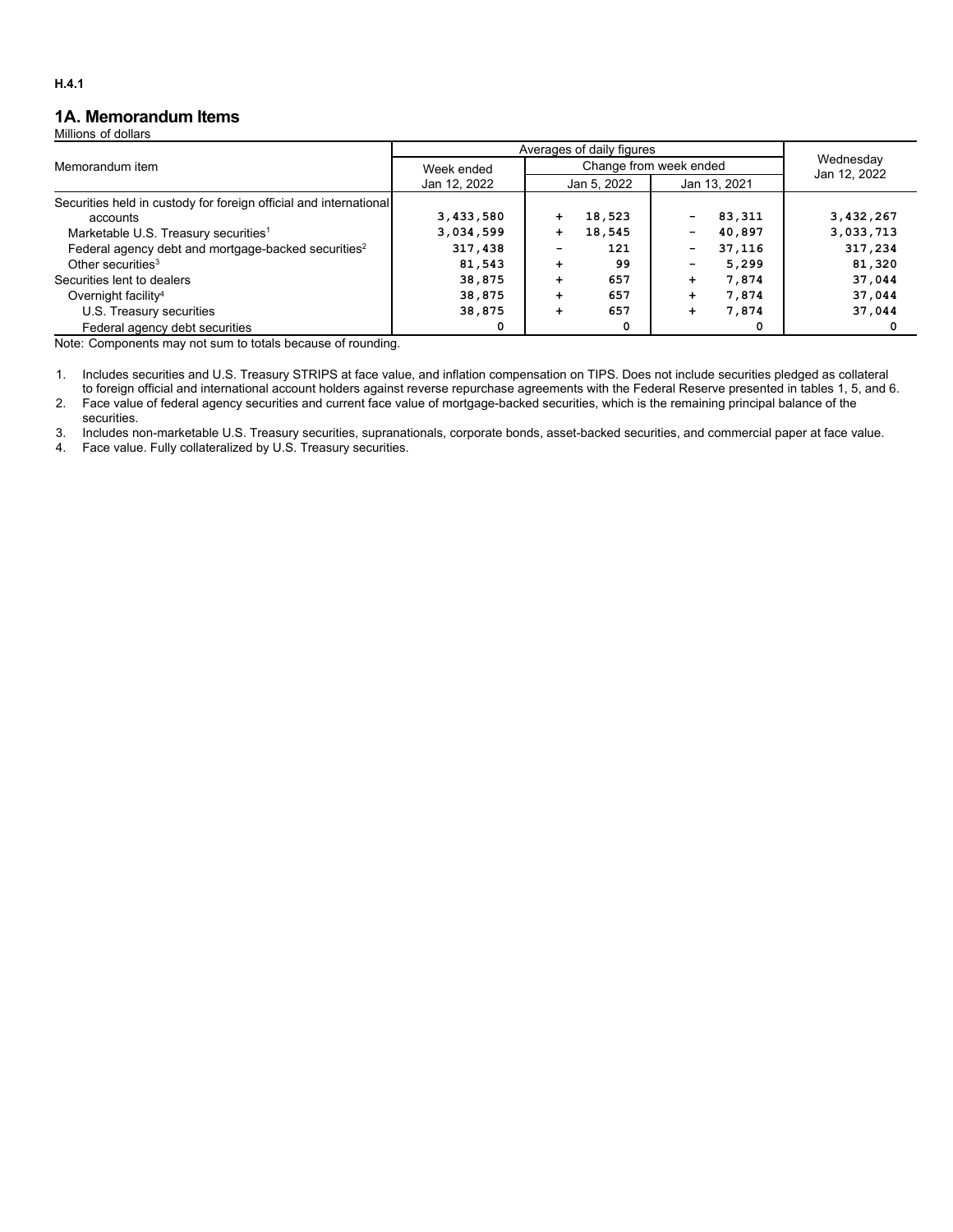H.4.1

## 1A. Memorandum Items

Millions of dollars

| Memorandum item | Averages of daily figures | | | Wednesday Jan 12, 2022 |
|---|---|---|---|---|
| | Week ended Jan 12, 2022 | Change from week ended | | |
| | | Jan 5, 2022 | Jan 13, 2021 | |
| Securities held in custody for foreign official and international accounts | 3,433,580 | + 18,523 | - 83,311 | 3,432,267 |
| Marketable U.S. Treasury securities[1] | 3,034,599 | + 18,545 | - 40,897 | 3,033,713 |
| Federal agency debt and mortgage-backed securities[2] | 317,438 | - 121 | - 37,116 | 317,234 |
| Other securities[3] | 81,543 | + 99 | - 5,299 | 81,320 |
| Securities lent to dealers | 38,875 | + 657 | + 7,874 | 37,044 |
| Overnight facility[4] | 38,875 | + 657 | + 7,874 | 37,044 |
| U.S. Treasury securities | 38,875 | + 657 | + 7,874 | 37,044 |
| Federal agency debt securities | 0 | 0 | 0 | 0 |

Note: Components may not sum to totals because of rounding.

1. Includes securities and U.S. Treasury STRIPS at face value, and inflation compensation on TIPS. Does not include securities pledged as collateral to foreign official and international account holders against reverse repurchase agreements with the Federal Reserve presented in tables 1, 5, and 6.
2. Face value of federal agency securities and current face value of mortgage-backed securities, which is the remaining principal balance of the securities.
3. Includes non-marketable U.S. Treasury securities, supranationals, corporate bonds, asset-backed securities, and commercial paper at face value.
4. Face value. Fully collateralized by U.S. Treasury securities.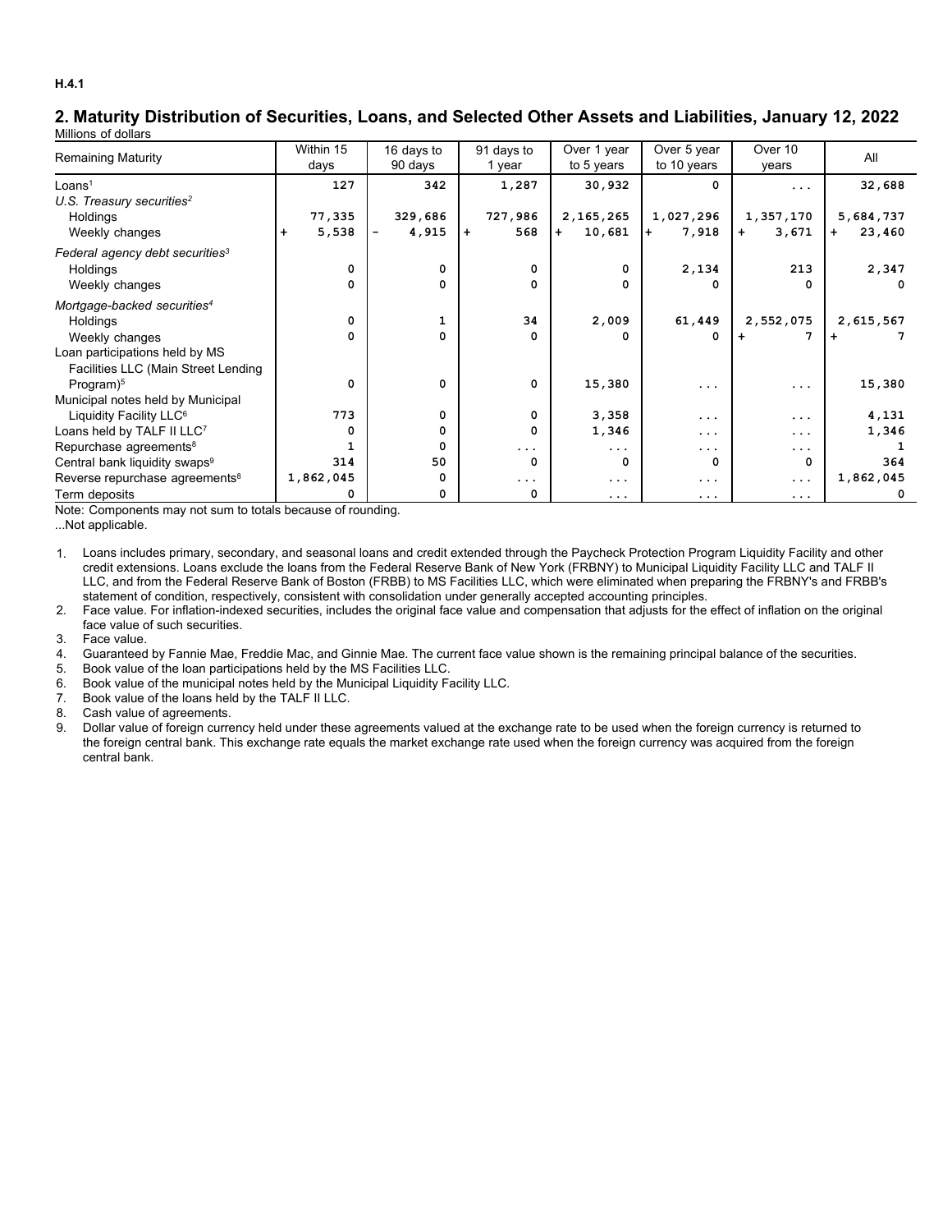H.4.1

## 2. Maturity Distribution of Securities, Loans, and Selected Other Assets and Liabilities, January 12, 2022

Millions of dollars

| Remaining Maturity | Within 15 days | 16 days to 90 days | 91 days to 1 year | Over 1 year to 5 years | Over 5 year to 10 years | Over 10 years | All |
|---|---|---|---|---|---|---|---|
| Loans[1] | 127 | 342 | 1,287 | 30,932 | 0 | ... | 32,688 |
| *U.S. Treasury securities*[2] | | | | | | | |
| Holdings | 77,335 | 329,686 | 727,986 | 2,165,265 | 1,027,296 | 1,357,170 | 5,684,737 |
| Weekly changes | + 5,538 | - 4,915 | + 568 | + 10,681 | + 7,918 | + 3,671 | + 23,460 |
| *Federal agency debt securities*[3] | | | | | | | |
| Holdings | 0 | 0 | 0 | 0 | 2,134 | 213 | 2,347 |
| Weekly changes | 0 | 0 | 0 | 0 | 0 | 0 | 0 |
| *Mortgage-backed securities*[4] | | | | | | | |
| Holdings | 0 | 1 | 34 | 2,009 | 61,449 | 2,552,075 | 2,615,567 |
| Weekly changes | 0 | 0 | 0 | 0 | 0 | + 7 | + 7 |
| Loan participations held by MS Facilities LLC (Main Street Lending Program)[5] | 0 | 0 | 0 | 15,380 | ... | ... | 15,380 |
| Municipal notes held by Municipal Liquidity Facility LLC[6] | 773 | 0 | 0 | 3,358 | ... | ... | 4,131 |
| Loans held by TALF II LLC[7] | 0 | 0 | 0 | 1,346 | ... | ... | 1,346 |
| Repurchase agreements[8] | 1 | 0 | ... | ... | ... | ... | 1 |
| Central bank liquidity swaps[9] | 314 | 50 | 0 | 0 | 0 | 0 | 364 |
| Reverse repurchase agreements[8] | 1,862,045 | 0 | ... | ... | ... | ... | 1,862,045 |
| Term deposits | 0 | 0 | 0 | ... | ... | ... | 0 |

Note: Components may not sum to totals because of rounding.

...Not applicable.

1. Loans includes primary, secondary, and seasonal loans and credit extended through the Paycheck Protection Program Liquidity Facility and other credit extensions. Loans exclude the loans from the Federal Reserve Bank of New York (FRBNY) to Municipal Liquidity Facility LLC and TALF II LLC, and from the Federal Reserve Bank of Boston (FRBB) to MS Facilities LLC, which were eliminated when preparing the FRBNY's and FRBB's statement of condition, respectively, consistent with consolidation under generally accepted accounting principles.
2. Face value. For inflation-indexed securities, includes the original face value and compensation that adjusts for the effect of inflation on the original face value of such securities.
3. Face value.
4. Guaranteed by Fannie Mae, Freddie Mac, and Ginnie Mae. The current face value shown is the remaining principal balance of the securities.
5. Book value of the loan participations held by the MS Facilities LLC.
6. Book value of the municipal notes held by the Municipal Liquidity Facility LLC.
7. Book value of the loans held by the TALF II LLC.
8. Cash value of agreements.
9. Dollar value of foreign currency held under these agreements valued at the exchange rate to be used when the foreign currency is returned to the foreign central bank. This exchange rate equals the market exchange rate used when the foreign currency was acquired from the foreign central bank.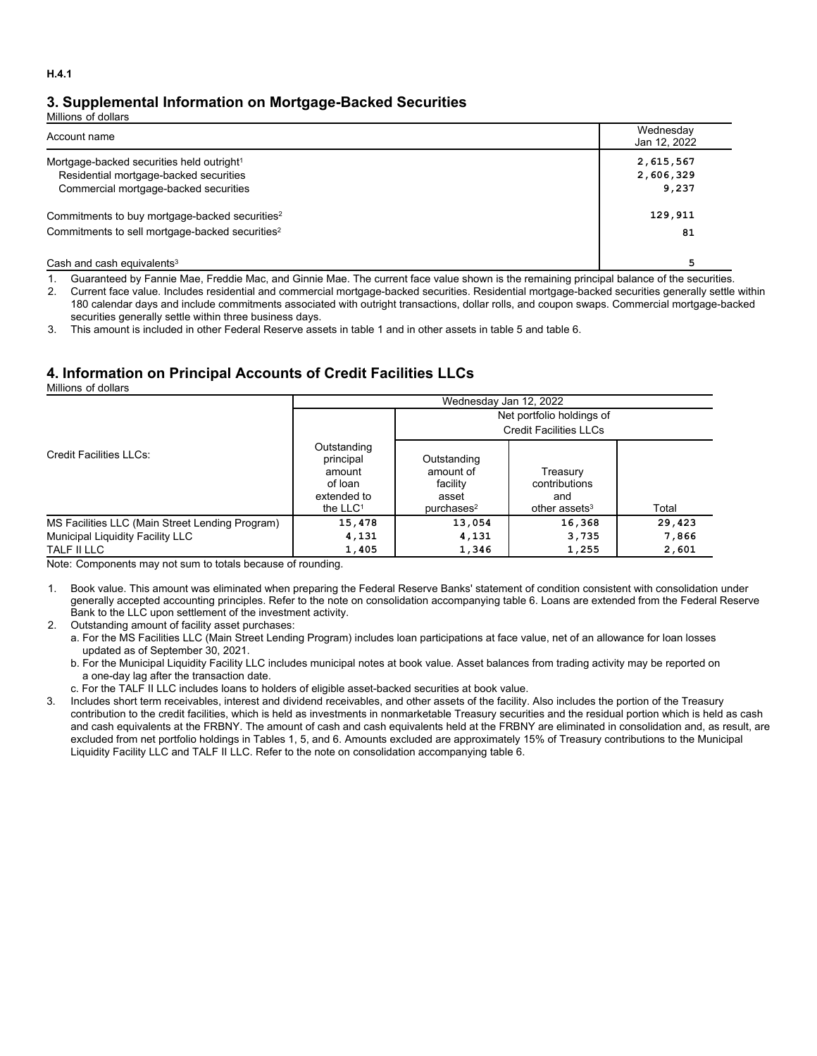H.4.1

## 3. Supplemental Information on Mortgage-Backed Securities

Millions of dollars

| Account name | Wednesday Jan 12, 2022 |
|---|---|
| Mortgage-backed securities held outright[1] | 2,615,567 |
| Residential mortgage-backed securities | 2,606,329 |
| Commercial mortgage-backed securities | 9,237 |
| Commitments to buy mortgage-backed securities[2] | 129,911 |
| Commitments to sell mortgage-backed securities[2] | 81 |
| Cash and cash equivalents[3] | 5 |

1. Guaranteed by Fannie Mae, Freddie Mac, and Ginnie Mae. The current face value shown is the remaining principal balance of the securities.
2. Current face value. Includes residential and commercial mortgage-backed securities. Residential mortgage-backed securities generally settle within 180 calendar days and include commitments associated with outright transactions, dollar rolls, and coupon swaps. Commercial mortgage-backed securities generally settle within three business days.
3. This amount is included in other Federal Reserve assets in table 1 and in other assets in table 5 and table 6.

## 4. Information on Principal Accounts of Credit Facilities LLCs

Millions of dollars

| Credit Facilities LLCs: | Wednesday Jan 12, 2022 | | | |
|---|---|---|---|---|
| | | Net portfolio holdings of Credit Facilities LLCs | | |
| | Outstanding principal amount of loan extended to the LLC[1] | Outstanding amount of facility asset purchases[2] | Treasury contributions and other assets[3] | Total |
| MS Facilities LLC (Main Street Lending Program) | 15,478 | 13,054 | 16,368 | 29,423 |
| Municipal Liquidity Facility LLC | 4,131 | 4,131 | 3,735 | 7,866 |
| TALF II LLC | 1,405 | 1,346 | 1,255 | 2,601 |

Note: Components may not sum to totals because of rounding.

1. Book value. This amount was eliminated when preparing the Federal Reserve Banks' statement of condition consistent with consolidation under generally accepted accounting principles. Refer to the note on consolidation accompanying table 6. Loans are extended from the Federal Reserve Bank to the LLC upon settlement of the investment activity.
2. Outstanding amount of facility asset purchases:
   a. For the MS Facilities LLC (Main Street Lending Program) includes loan participations at face value, net of an allowance for loan losses updated as of September 30, 2021.
   b. For the Municipal Liquidity Facility LLC includes municipal notes at book value. Asset balances from trading activity may be reported on a one-day lag after the transaction date.
   c. For the TALF II LLC includes loans to holders of eligible asset-backed securities at book value.
3. Includes short term receivables, interest and dividend receivables, and other assets of the facility. Also includes the portion of the Treasury contribution to the credit facilities, which is held as investments in nonmarketable Treasury securities and the residual portion which is held as cash and cash equivalents at the FRBNY. The amount of cash and cash equivalents held at the FRBNY are eliminated in consolidation and, as result, are excluded from net portfolio holdings in Tables 1, 5, and 6. Amounts excluded are approximately 15% of Treasury contributions to the Municipal Liquidity Facility LLC and TALF II LLC. Refer to the note on consolidation accompanying table 6.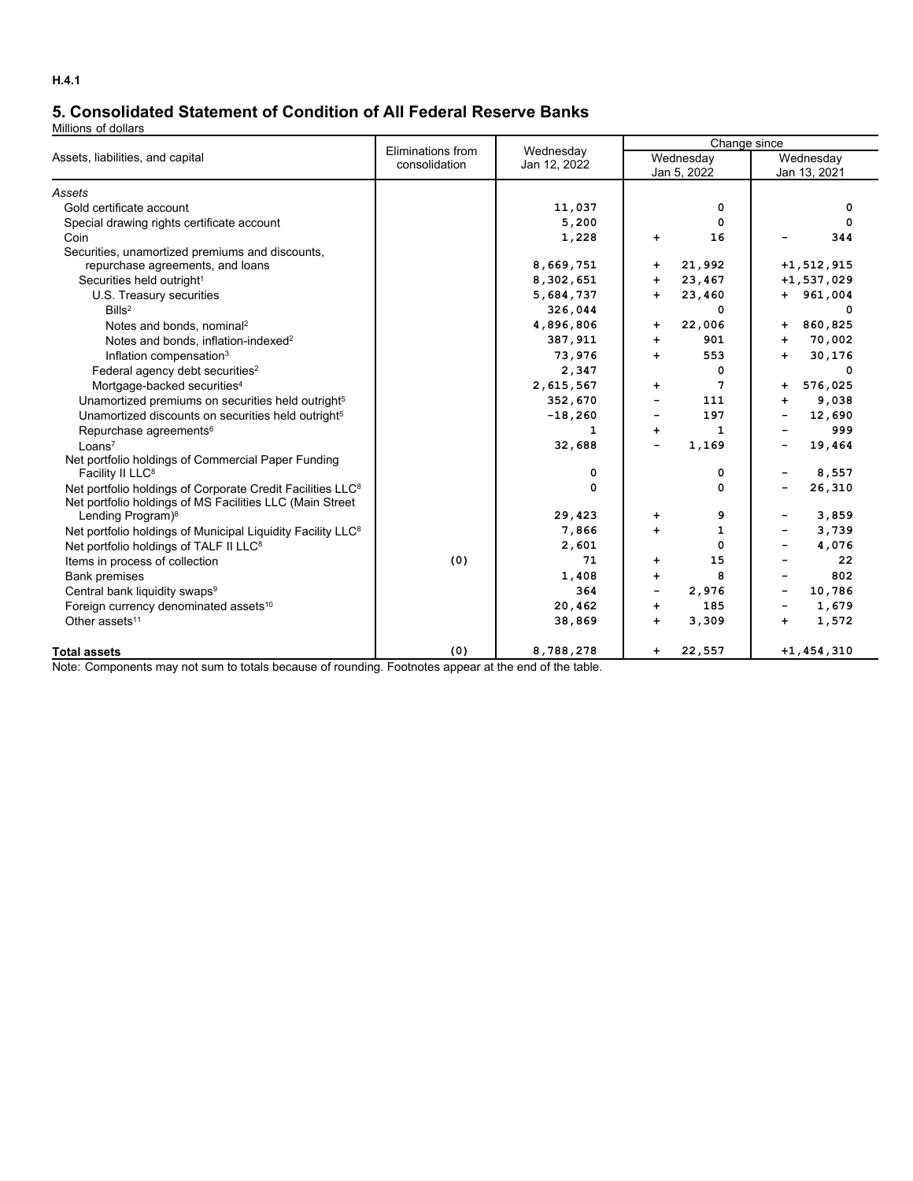H.4.1

## 5. Consolidated Statement of Condition of All Federal Reserve Banks

Millions of dollars

| Assets, liabilities, and capital | Eliminations from consolidation | Wednesday Jan 12, 2022 | Change since Wednesday Jan 5, 2022 | Change since Wednesday Jan 13, 2021 |
|---|---|---|---|---|
| *Assets* | | | | |
| Gold certificate account | | 11,037 | 0 | 0 |
| Special drawing rights certificate account | | 5,200 | 0 | 0 |
| Coin | | 1,228 | + 16 | − 344 |
| Securities, unamortized premiums and discounts, repurchase agreements, and loans | | 8,669,751 | + 21,992 | +1,512,915 |
| Securities held outright[1] | | 8,302,651 | + 23,467 | +1,537,029 |
| U.S. Treasury securities | | 5,684,737 | + 23,460 | + 961,004 |
| Bills[2] | | 326,044 | 0 | 0 |
| Notes and bonds, nominal[2] | | 4,896,806 | + 22,006 | + 860,825 |
| Notes and bonds, inflation-indexed[2] | | 387,911 | + 901 | + 70,002 |
| Inflation compensation[3] | | 73,976 | + 553 | + 30,176 |
| Federal agency debt securities[2] | | 2,347 | 0 | 0 |
| Mortgage-backed securities[4] | | 2,615,567 | + 7 | + 576,025 |
| Unamortized premiums on securities held outright[5] | | 352,670 | − 111 | + 9,038 |
| Unamortized discounts on securities held outright[5] | | -18,260 | − 197 | − 12,690 |
| Repurchase agreements[6] | | 1 | + 1 | − 999 |
| Loans[7] | | 32,688 | − 1,169 | − 19,464 |
| Net portfolio holdings of Commercial Paper Funding Facility II LLC[8] | | 0 | 0 | − 8,557 |
| Net portfolio holdings of Corporate Credit Facilities LLC[8] | | 0 | 0 | − 26,310 |
| Net portfolio holdings of MS Facilities LLC (Main Street Lending Program)[8] | | 29,423 | + 9 | − 3,859 |
| Net portfolio holdings of Municipal Liquidity Facility LLC[8] | | 7,866 | + 1 | − 3,739 |
| Net portfolio holdings of TALF II LLC[8] | | 2,601 | 0 | − 4,076 |
| Items in process of collection | (0) | 71 | + 15 | − 22 |
| Bank premises | | 1,408 | + 8 | − 802 |
| Central bank liquidity swaps[9] | | 364 | − 2,976 | − 10,786 |
| Foreign currency denominated assets[10] | | 20,462 | + 185 | − 1,679 |
| Other assets[11] | | 38,869 | + 3,309 | + 1,572 |
| **Total assets** | (0) | 8,788,278 | + 22,557 | +1,454,310 |

Note: Components may not sum to totals because of rounding. Footnotes appear at the end of the table.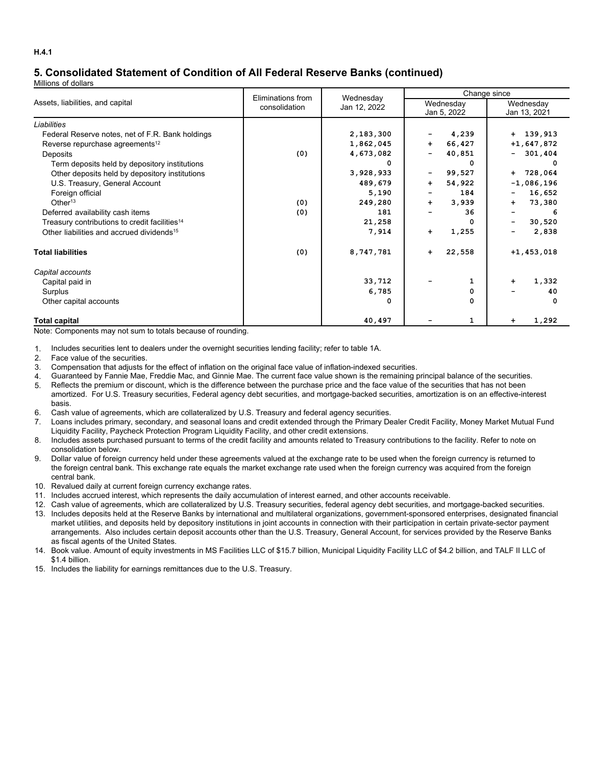H.4.1

## 5. Consolidated Statement of Condition of All Federal Reserve Banks (continued)

Millions of dollars

| Assets, liabilities, and capital | Eliminations from consolidation | Wednesday Jan 12, 2022 | Change since Wednesday Jan 5, 2022 | Change since Wednesday Jan 13, 2021 |
|---|---|---|---|---|
| *Liabilities* | | | | |
| Federal Reserve notes, net of F.R. Bank holdings | | 2,183,300 | - 4,239 | + 139,913 |
| Reverse repurchase agreements[12] | | 1,862,045 | + 66,427 | +1,647,872 |
| Deposits | (0) | 4,673,082 | - 40,851 | - 301,404 |
| Term deposits held by depository institutions | | 0 | 0 | 0 |
| Other deposits held by depository institutions | | 3,928,933 | - 99,527 | + 728,064 |
| U.S. Treasury, General Account | | 489,679 | + 54,922 | -1,086,196 |
| Foreign official | | 5,190 | - 184 | - 16,652 |
| Other[13] | (0) | 249,280 | + 3,939 | + 73,380 |
| Deferred availability cash items | (0) | 181 | - 36 | - 6 |
| Treasury contributions to credit facilities[14] | | 21,258 | 0 | - 30,520 |
| Other liabilities and accrued dividends[15] | | 7,914 | + 1,255 | - 2,838 |
| **Total liabilities** | (0) | 8,747,781 | + 22,558 | +1,453,018 |
| *Capital accounts* | | | | |
| Capital paid in | | 33,712 | - 1 | + 1,332 |
| Surplus | | 6,785 | 0 | - 40 |
| Other capital accounts | | 0 | 0 | 0 |
| **Total capital** | | 40,497 | - 1 | + 1,292 |

Note: Components may not sum to totals because of rounding.

1. Includes securities lent to dealers under the overnight securities lending facility; refer to table 1A.
2. Face value of the securities.
3. Compensation that adjusts for the effect of inflation on the original face value of inflation-indexed securities.
4. Guaranteed by Fannie Mae, Freddie Mac, and Ginnie Mae. The current face value shown is the remaining principal balance of the securities.
5. Reflects the premium or discount, which is the difference between the purchase price and the face value of the securities that has not been amortized. For U.S. Treasury securities, Federal agency debt securities, and mortgage-backed securities, amortization is on an effective-interest basis.
6. Cash value of agreements, which are collateralized by U.S. Treasury and federal agency securities.
7. Loans includes primary, secondary, and seasonal loans and credit extended through the Primary Dealer Credit Facility, Money Market Mutual Fund Liquidity Facility, Paycheck Protection Program Liquidity Facility, and other credit extensions.
8. Includes assets purchased pursuant to terms of the credit facility and amounts related to Treasury contributions to the facility. Refer to note on consolidation below.
9. Dollar value of foreign currency held under these agreements valued at the exchange rate to be used when the foreign currency is returned to the foreign central bank. This exchange rate equals the market exchange rate used when the foreign currency was acquired from the foreign central bank.
10. Revalued daily at current foreign currency exchange rates.
11. Includes accrued interest, which represents the daily accumulation of interest earned, and other accounts receivable.
12. Cash value of agreements, which are collateralized by U.S. Treasury securities, federal agency debt securities, and mortgage-backed securities.
13. Includes deposits held at the Reserve Banks by international and multilateral organizations, government-sponsored enterprises, designated financial market utilities, and deposits held by depository institutions in joint accounts in connection with their participation in certain private-sector payment arrangements. Also includes certain deposit accounts other than the U.S. Treasury, General Account, for services provided by the Reserve Banks as fiscal agents of the United States.
14. Book value. Amount of equity investments in MS Facilities LLC of $15.7 billion, Municipal Liquidity Facility LLC of $4.2 billion, and TALF II LLC of $1.4 billion.
15. Includes the liability for earnings remittances due to the U.S. Treasury.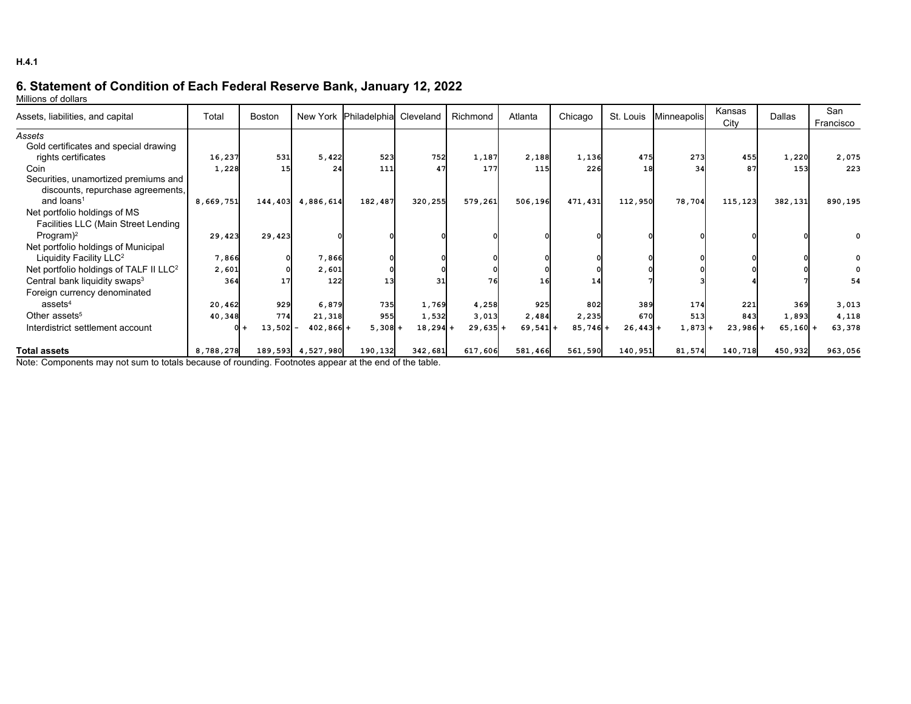H.4.1

## 6. Statement of Condition of Each Federal Reserve Bank, January 12, 2022

Millions of dollars

| Assets, liabilities, and capital | Total | Boston | New York | Philadelphia | Cleveland | Richmond | Atlanta | Chicago | St. Louis | Minneapolis | Kansas City | Dallas | San Francisco |
|---|---|---|---|---|---|---|---|---|---|---|---|---|---|
| *Assets* | | | | | | | | | | | | | |
| Gold certificates and special drawing rights certificates | 16,237 | 531 | 5,422 | 523 | 752 | 1,187 | 2,188 | 1,136 | 475 | 273 | 455 | 1,220 | 2,075 |
| Coin | 1,228 | 15 | 24 | 111 | 47 | 177 | 115 | 226 | 18 | 34 | 87 | 153 | 223 |
| Securities, unamortized premiums and discounts, repurchase agreements, and loans[1] | 8,669,751 | 144,403 | 4,886,614 | 182,487 | 320,255 | 579,261 | 506,196 | 471,431 | 112,950 | 78,704 | 115,123 | 382,131 | 890,195 |
| Net portfolio holdings of MS Facilities LLC (Main Street Lending Program)[2] | 29,423 | 29,423 | 0 | 0 | 0 | 0 | 0 | 0 | 0 | 0 | 0 | 0 | 0 |
| Net portfolio holdings of Municipal Liquidity Facility LLC[2] | 7,866 | 0 | 7,866 | 0 | 0 | 0 | 0 | 0 | 0 | 0 | 0 | 0 | 0 |
| Net portfolio holdings of TALF II LLC[2] | 2,601 | 0 | 2,601 | 0 | 0 | 0 | 0 | 0 | 0 | 0 | 0 | 0 | 0 |
| Central bank liquidity swaps[3] | 364 | 17 | 122 | 13 | 31 | 76 | 16 | 14 | 7 | 3 | 4 | 7 | 54 |
| Foreign currency denominated assets[4] | 20,462 | 929 | 6,879 | 735 | 1,769 | 4,258 | 925 | 802 | 389 | 174 | 221 | 369 | 3,013 |
| Other assets[5] | 40,348 | 774 | 21,318 | 955 | 1,532 | 3,013 | 2,484 | 2,235 | 670 | 513 | 843 | 1,893 | 4,118 |
| Interdistrict settlement account | 0 | + 13,502 | - 402,866 | + 5,308 | + 18,294 | + 29,635 | + 69,541 | + 85,746 | + 26,443 | + 1,873 | + 23,986 | + 65,160 | + 63,378 |
| **Total assets** | 8,788,278 | 189,593 | 4,527,980 | 190,132 | 342,681 | 617,606 | 581,466 | 561,590 | 140,951 | 81,574 | 140,718 | 450,932 | 963,056 |

Note: Components may not sum to totals because of rounding. Footnotes appear at the end of the table.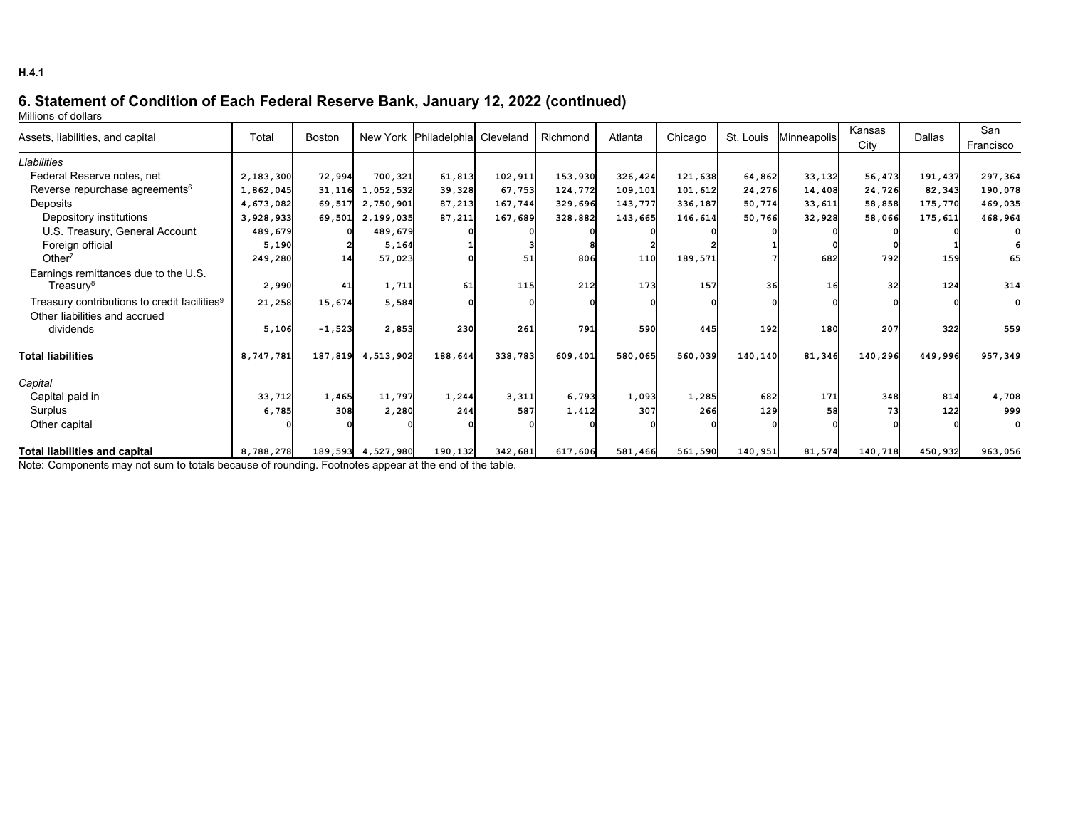H.4.1

## 6. Statement of Condition of Each Federal Reserve Bank, January 12, 2022 (continued)

Millions of dollars

| Assets, liabilities, and capital | Total | Boston | New York | Philadelphia | Cleveland | Richmond | Atlanta | Chicago | St. Louis | Minneapolis | Kansas City | Dallas | San Francisco |
|---|---|---|---|---|---|---|---|---|---|---|---|---|---|
| *Liabilities* | | | | | | | | | | | | | |
| Federal Reserve notes, net | 2,183,300 | 72,994 | 700,321 | 61,813 | 102,911 | 153,930 | 326,424 | 121,638 | 64,862 | 33,132 | 56,473 | 191,437 | 297,364 |
| Reverse repurchase agreements[6] | 1,862,045 | 31,116 | 1,052,532 | 39,328 | 67,753 | 124,772 | 109,101 | 101,612 | 24,276 | 14,408 | 24,726 | 82,343 | 190,078 |
| Deposits | 4,673,082 | 69,517 | 2,750,901 | 87,213 | 167,744 | 329,696 | 143,777 | 336,187 | 50,774 | 33,611 | 58,858 | 175,770 | 469,035 |
| Depository institutions | 3,928,933 | 69,501 | 2,199,035 | 87,211 | 167,689 | 328,882 | 143,665 | 146,614 | 50,766 | 32,928 | 58,066 | 175,611 | 468,964 |
| U.S. Treasury, General Account | 489,679 | 0 | 489,679 | 0 | 0 | 0 | 0 | 0 | 0 | 0 | 0 | 0 | 0 |
| Foreign official | 5,190 | 2 | 5,164 | 1 | 3 | 8 | 2 | 2 | 1 | 0 | 0 | 1 | 6 |
| Other[7] | 249,280 | 14 | 57,023 | 0 | 51 | 806 | 110 | 189,571 | 7 | 682 | 792 | 159 | 65 |
| Earnings remittances due to the U.S. Treasury[8] | 2,990 | 41 | 1,711 | 61 | 115 | 212 | 173 | 157 | 36 | 16 | 32 | 124 | 314 |
| Treasury contributions to credit facilities[9] | 21,258 | 15,674 | 5,584 | 0 | 0 | 0 | 0 | 0 | 0 | 0 | 0 | 0 | 0 |
| Other liabilities and accrued dividends | 5,106 | -1,523 | 2,853 | 230 | 261 | 791 | 590 | 445 | 192 | 180 | 207 | 322 | 559 |
| **Total liabilities** | 8,747,781 | 187,819 | 4,513,902 | 188,644 | 338,783 | 609,401 | 580,065 | 560,039 | 140,140 | 81,346 | 140,296 | 449,996 | 957,349 |
| *Capital* | | | | | | | | | | | | | |
| Capital paid in | 33,712 | 1,465 | 11,797 | 1,244 | 3,311 | 6,793 | 1,093 | 1,285 | 682 | 171 | 348 | 814 | 4,708 |
| Surplus | 6,785 | 308 | 2,280 | 244 | 587 | 1,412 | 307 | 266 | 129 | 58 | 73 | 122 | 999 |
| Other capital | 0 | 0 | 0 | 0 | 0 | 0 | 0 | 0 | 0 | 0 | 0 | 0 | 0 |
| **Total liabilities and capital** | 8,788,278 | 189,593 | 4,527,980 | 190,132 | 342,681 | 617,606 | 581,466 | 561,590 | 140,951 | 81,574 | 140,718 | 450,932 | 963,056 |

Note: Components may not sum to totals because of rounding. Footnotes appear at the end of the table.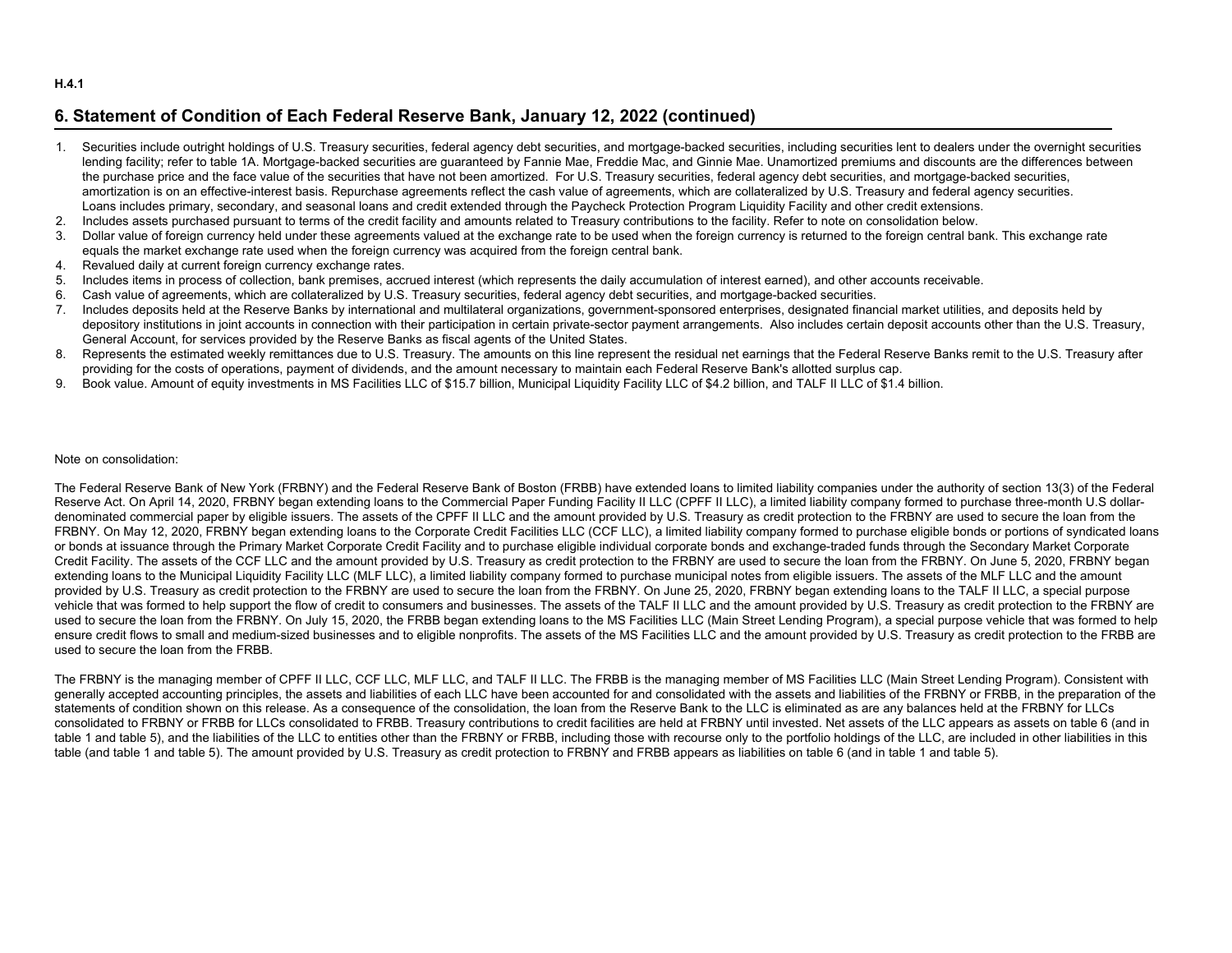H.4.1

## 6. Statement of Condition of Each Federal Reserve Bank, January 12, 2022 (continued)

1. Securities include outright holdings of U.S. Treasury securities, federal agency debt securities, and mortgage-backed securities, including securities lent to dealers under the overnight securities lending facility; refer to table 1A. Mortgage-backed securities are guaranteed by Fannie Mae, Freddie Mac, and Ginnie Mae. Unamortized premiums and discounts are the differences between the purchase price and the face value of the securities that have not been amortized. For U.S. Treasury securities, federal agency debt securities, and mortgage-backed securities, amortization is on an effective-interest basis. Repurchase agreements reflect the cash value of agreements, which are collateralized by U.S. Treasury and federal agency securities. Loans includes primary, secondary, and seasonal loans and credit extended through the Paycheck Protection Program Liquidity Facility and other credit extensions.
2. Includes assets purchased pursuant to terms of the credit facility and amounts related to Treasury contributions to the facility. Refer to note on consolidation below.
3. Dollar value of foreign currency held under these agreements valued at the exchange rate to be used when the foreign currency is returned to the foreign central bank. This exchange rate equals the market exchange rate used when the foreign currency was acquired from the foreign central bank.
4. Revalued daily at current foreign currency exchange rates.
5. Includes items in process of collection, bank premises, accrued interest (which represents the daily accumulation of interest earned), and other accounts receivable.
6. Cash value of agreements, which are collateralized by U.S. Treasury securities, federal agency debt securities, and mortgage-backed securities.
7. Includes deposits held at the Reserve Banks by international and multilateral organizations, government-sponsored enterprises, designated financial market utilities, and deposits held by depository institutions in joint accounts in connection with their participation in certain private-sector payment arrangements. Also includes certain deposit accounts other than the U.S. Treasury, General Account, for services provided by the Reserve Banks as fiscal agents of the United States.
8. Represents the estimated weekly remittances due to U.S. Treasury. The amounts on this line represent the residual net earnings that the Federal Reserve Banks remit to the U.S. Treasury after providing for the costs of operations, payment of dividends, and the amount necessary to maintain each Federal Reserve Bank's allotted surplus cap.
9. Book value. Amount of equity investments in MS Facilities LLC of $15.7 billion, Municipal Liquidity Facility LLC of $4.2 billion, and TALF II LLC of $1.4 billion.

Note on consolidation:

The Federal Reserve Bank of New York (FRBNY) and the Federal Reserve Bank of Boston (FRBB) have extended loans to limited liability companies under the authority of section 13(3) of the Federal Reserve Act. On April 14, 2020, FRBNY began extending loans to the Commercial Paper Funding Facility II LLC (CPFF II LLC), a limited liability company formed to purchase three-month U.S dollar-denominated commercial paper by eligible issuers. The assets of the CPFF II LLC and the amount provided by U.S. Treasury as credit protection to the FRBNY are used to secure the loan from the FRBNY. On May 12, 2020, FRBNY began extending loans to the Corporate Credit Facilities LLC (CCF LLC), a limited liability company formed to purchase eligible bonds or portions of syndicated loans or bonds at issuance through the Primary Market Corporate Credit Facility and to purchase eligible individual corporate bonds and exchange-traded funds through the Secondary Market Corporate Credit Facility. The assets of the CCF LLC and the amount provided by U.S. Treasury as credit protection to the FRBNY are used to secure the loan from the FRBNY. On June 5, 2020, FRBNY began extending loans to the Municipal Liquidity Facility LLC (MLF LLC), a limited liability company formed to purchase municipal notes from eligible issuers. The assets of the MLF LLC and the amount provided by U.S. Treasury as credit protection to the FRBNY are used to secure the loan from the FRBNY. On June 25, 2020, FRBNY began extending loans to the TALF II LLC, a special purpose vehicle that was formed to help support the flow of credit to consumers and businesses. The assets of the TALF II LLC and the amount provided by U.S. Treasury as credit protection to the FRBNY are used to secure the loan from the FRBNY. On July 15, 2020, the FRBB began extending loans to the MS Facilities LLC (Main Street Lending Program), a special purpose vehicle that was formed to help ensure credit flows to small and medium-sized businesses and to eligible nonprofits. The assets of the MS Facilities LLC and the amount provided by U.S. Treasury as credit protection to the FRBB are used to secure the loan from the FRBB.

The FRBNY is the managing member of CPFF II LLC, CCF LLC, MLF LLC, and TALF II LLC. The FRBB is the managing member of MS Facilities LLC (Main Street Lending Program). Consistent with generally accepted accounting principles, the assets and liabilities of each LLC have been accounted for and consolidated with the assets and liabilities of the FRBNY or FRBB, in the preparation of the statements of condition shown on this release. As a consequence of the consolidation, the loan from the Reserve Bank to the LLC is eliminated as are any balances held at the FRBNY for LLCs consolidated to FRBNY or FRBB for LLCs consolidated to FRBB. Treasury contributions to credit facilities are held at FRBNY until invested. Net assets of the LLC appears as assets on table 6 (and in table 1 and table 5), and the liabilities of the LLC to entities other than the FRBNY or FRBB, including those with recourse only to the portfolio holdings of the LLC, are included in other liabilities in this table (and table 1 and table 5). The amount provided by U.S. Treasury as credit protection to FRBNY and FRBB appears as liabilities on table 6 (and in table 1 and table 5).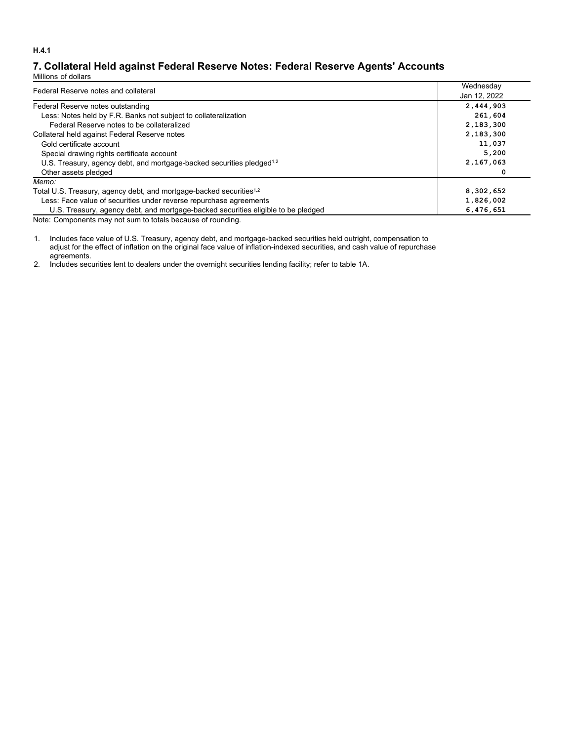H.4.1

## 7. Collateral Held against Federal Reserve Notes: Federal Reserve Agents' Accounts

Millions of dollars

| Federal Reserve notes and collateral | Wednesday Jan 12, 2022 |
|---|---|
| Federal Reserve notes outstanding | 2,444,903 |
| Less: Notes held by F.R. Banks not subject to collateralization | 261,604 |
| Federal Reserve notes to be collateralized | 2,183,300 |
| Collateral held against Federal Reserve notes | 2,183,300 |
| Gold certificate account | 11,037 |
| Special drawing rights certificate account | 5,200 |
| U.S. Treasury, agency debt, and mortgage-backed securities pledged[1,2] | 2,167,063 |
| Other assets pledged | 0 |
| *Memo:* | |
| Total U.S. Treasury, agency debt, and mortgage-backed securities[1,2] | 8,302,652 |
| Less: Face value of securities under reverse repurchase agreements | 1,826,002 |
| U.S. Treasury, agency debt, and mortgage-backed securities eligible to be pledged | 6,476,651 |

Note: Components may not sum to totals because of rounding.

1. Includes face value of U.S. Treasury, agency debt, and mortgage-backed securities held outright, compensation to adjust for the effect of inflation on the original face value of inflation-indexed securities, and cash value of repurchase agreements.
2. Includes securities lent to dealers under the overnight securities lending facility; refer to table 1A.